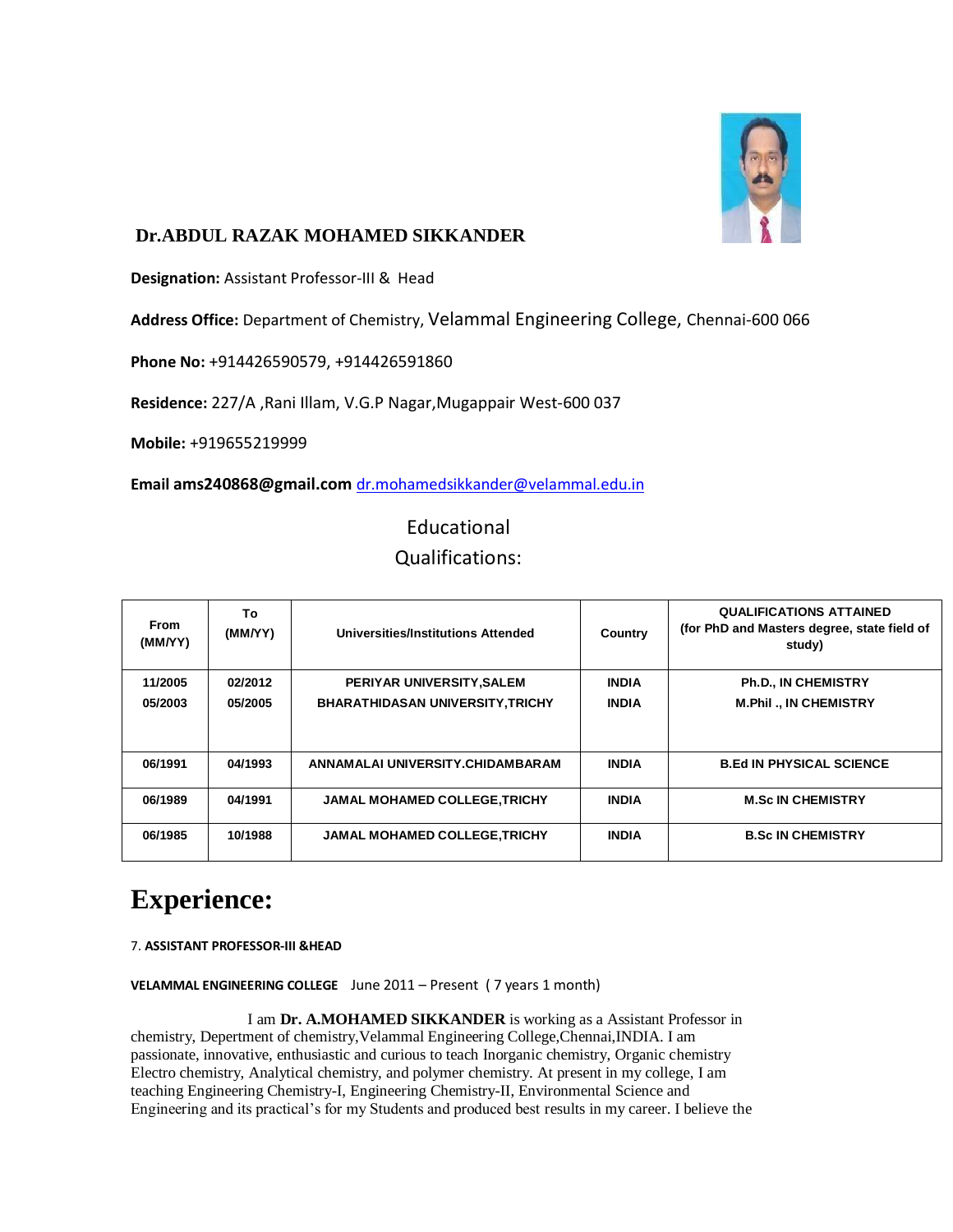**Dr.ABDUL RAZAK MOHAMED SIKKANDER**

**Designation:** Assistant Professor-III & Head

**Address Office:** Department of Chemistry, Velammal Engineering College, Chennai-600 066

**Phone No:** +914426590579, +914426591860

**Residence:** 227/A ,Rani Illam, V.G.P Nagar,Mugappair West-600 037

**Mobile:** +919655219999

**Email ams240868@gmail.com** dr.mohamedsikkander@velammal.edu.in

## Educational Qualifications:

| From (MM/YY) | To (MM/YY) | Universities/Institutions Attended | Country | QUALIFICATIONS ATTAINED (for PhD and Masters degree, state field of study) |
|---|---|---|---|---|
| 11/2005 | 02/2012 | PERIYAR UNIVERSITY,SALEM | INDIA | Ph.D., IN CHEMISTRY |
| 05/2003 | 05/2005 | BHARATHIDASAN UNIVERSITY,TRICHY | INDIA | M.Phil ., IN CHEMISTRY |
| 06/1991 | 04/1993 | ANNAMALAI UNIVERSITY.CHIDAMBARAM | INDIA | B.Ed IN PHYSICAL SCIENCE |
| 06/1989 | 04/1991 | JAMAL MOHAMED COLLEGE,TRICHY | INDIA | M.Sc IN CHEMISTRY |
| 06/1985 | 10/1988 | JAMAL MOHAMED COLLEGE,TRICHY | INDIA | B.Sc IN CHEMISTRY |

# Experience:

7. **ASSISTANT PROFESSOR-III &HEAD**

**VELAMMAL ENGINEERING COLLEGE** June 2011 – Present ( 7 years 1 month)

I am **Dr. A.MOHAMED SIKKANDER** is working as a Assistant Professor in chemistry, Depertment of chemistry,Velammal Engineering College,Chennai,INDIA. I am passionate, innovative, enthusiastic and curious to teach Inorganic chemistry, Organic chemistry Electro chemistry, Analytical chemistry, and polymer chemistry. At present in my college, I am teaching Engineering Chemistry-I, Engineering Chemistry-II, Environmental Science and Engineering and its practical's for my Students and produced best results in my career. I believe the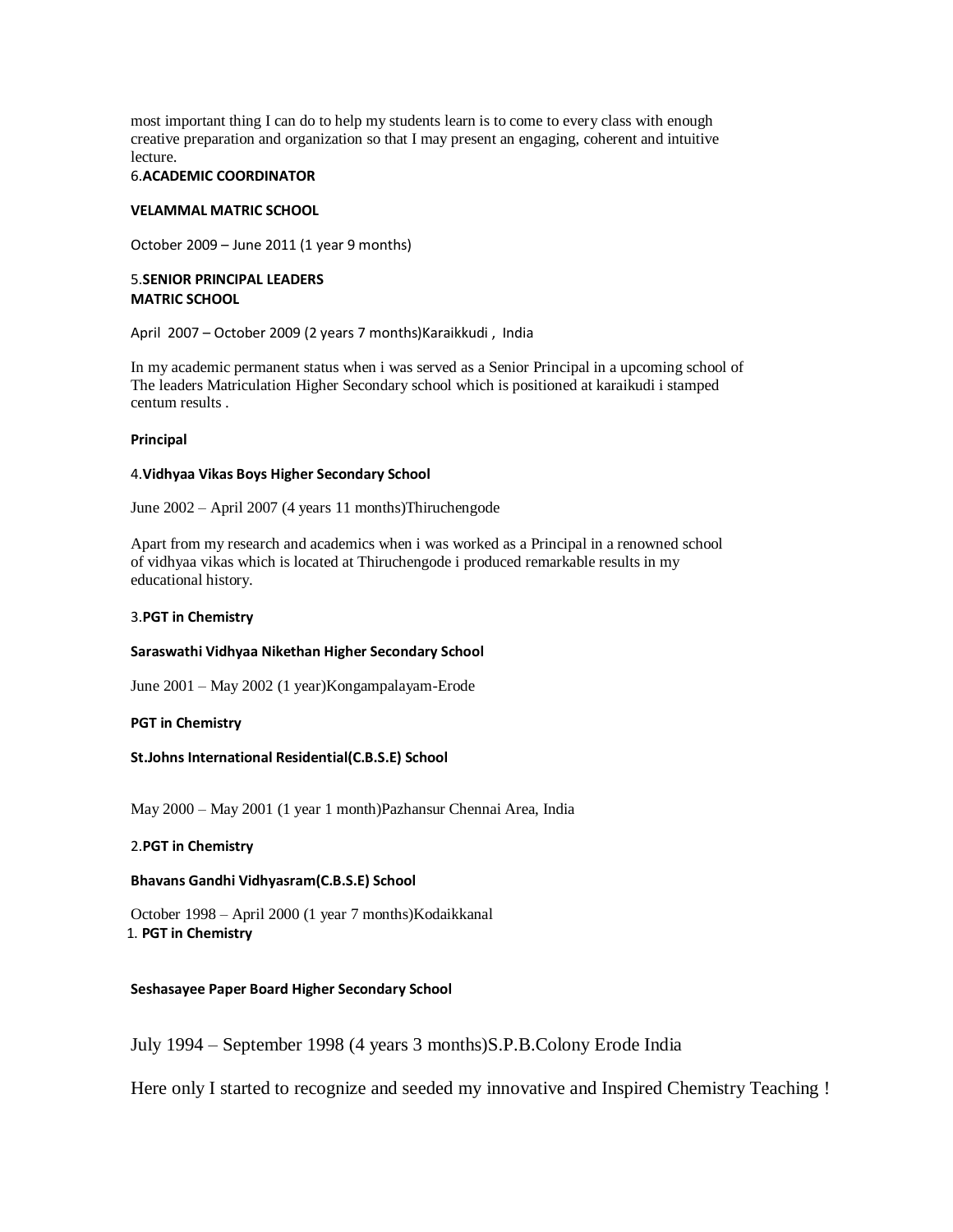most important thing I can do to help my students learn is to come to every class with enough creative preparation and organization so that I may present an engaging, coherent and intuitive lecture.

6.**ACADEMIC COORDINATOR**

**VELAMMAL MATRIC SCHOOL**

October 2009 – June 2011 (1 year 9 months)

5.**SENIOR PRINCIPAL LEADERS**
**MATRIC SCHOOL**

April 2007 – October 2009 (2 years 7 months)Karaikkudi , India

In my academic permanent status when i was served as a Senior Principal in a upcoming school of The leaders Matriculation Higher Secondary school which is positioned at karaikudi i stamped centum results .

**Principal**

4.**Vidhyaa Vikas Boys Higher Secondary School**

June 2002 – April 2007 (4 years 11 months)Thiruchengode

Apart from my research and academics when i was worked as a Principal in a renowned school of vidhyaa vikas which is located at Thiruchengode i produced remarkable results in my educational history.

3.**PGT in Chemistry**

**Saraswathi Vidhyaa Nikethan Higher Secondary School**

June 2001 – May 2002 (1 year)Kongampalayam-Erode

**PGT in Chemistry**

**St.Johns International Residential(C.B.S.E) School**

May 2000 – May 2001 (1 year 1 month)Pazhansur Chennai Area, India

2.**PGT in Chemistry**

**Bhavans Gandhi Vidhyasram(C.B.S.E) School**

October 1998 – April 2000 (1 year 7 months)Kodaikkanal

1. **PGT in Chemistry**

**Seshasayee Paper Board Higher Secondary School**

July 1994 – September 1998 (4 years 3 months)S.P.B.Colony Erode India

Here only I started to recognize and seeded my innovative and Inspired Chemistry Teaching !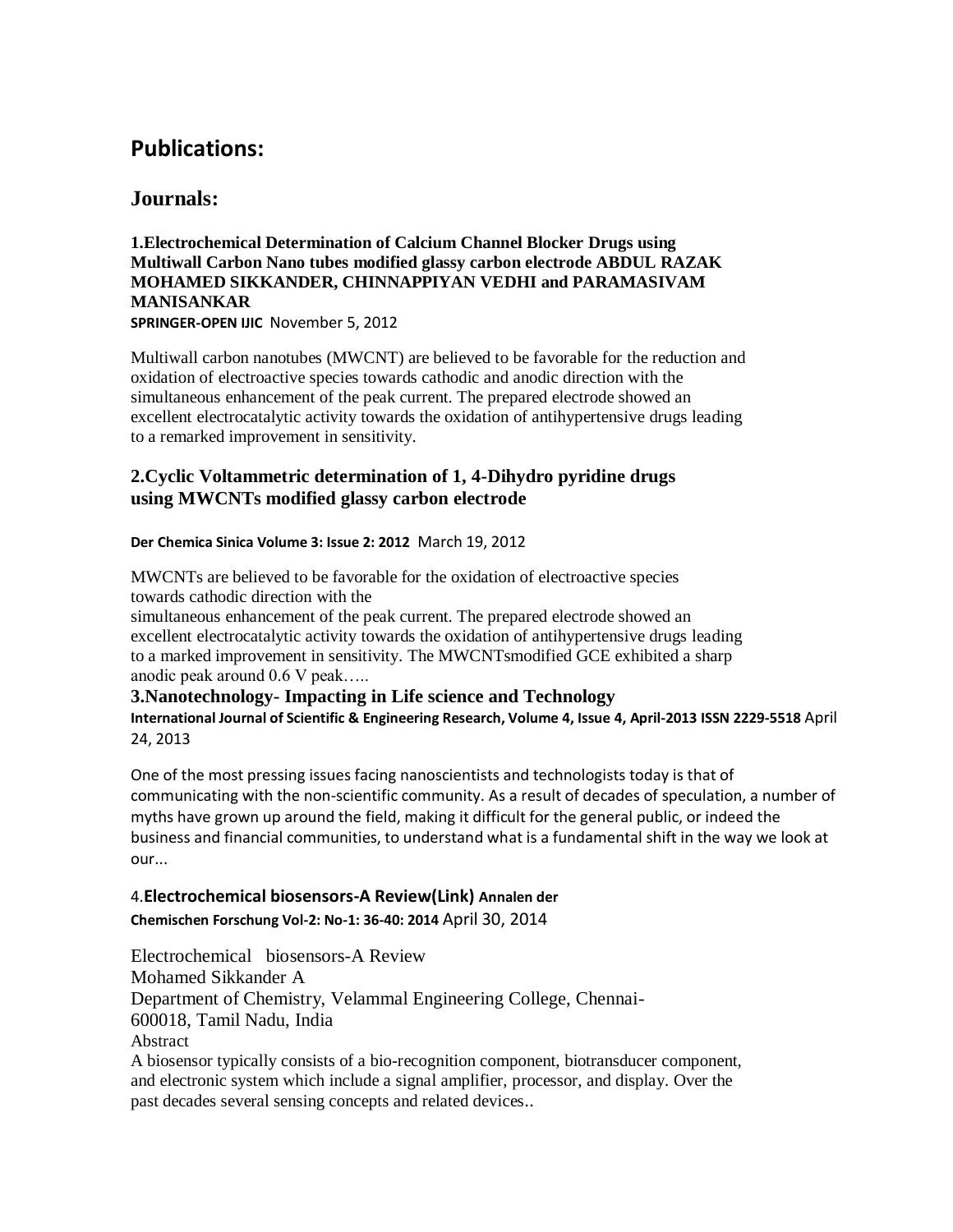## Publications:

## Journals:

**1.Electrochemical Determination of Calcium Channel Blocker Drugs using Multiwall Carbon Nano tubes modified glassy carbon electrode ABDUL RAZAK MOHAMED SIKKANDER, CHINNAPPIYAN VEDHI and PARAMASIVAM MANISANKAR**

**SPRINGER-OPEN IJIC** November 5, 2012

Multiwall carbon nanotubes (MWCNT) are believed to be favorable for the reduction and oxidation of electroactive species towards cathodic and anodic direction with the simultaneous enhancement of the peak current. The prepared electrode showed an excellent electrocatalytic activity towards the oxidation of antihypertensive drugs leading to a remarked improvement in sensitivity.

### 2.Cyclic Voltammetric determination of 1, 4-Dihydro pyridine drugs using MWCNTs modified glassy carbon electrode

**Der Chemica Sinica Volume 3: Issue 2: 2012** March 19, 2012

MWCNTs are believed to be favorable for the oxidation of electroactive species towards cathodic direction with the simultaneous enhancement of the peak current. The prepared electrode showed an excellent electrocatalytic activity towards the oxidation of antihypertensive drugs leading to a marked improvement in sensitivity. The MWCNTsmodified GCE exhibited a sharp anodic peak around 0.6 V peak…..

### 3.Nanotechnology- Impacting in Life science and Technology

**International Journal of Scientific & Engineering Research, Volume 4, Issue 4, April-2013 ISSN 2229-5518** April 24, 2013

One of the most pressing issues facing nanoscientists and technologists today is that of communicating with the non-scientific community. As a result of decades of speculation, a number of myths have grown up around the field, making it difficult for the general public, or indeed the business and financial communities, to understand what is a fundamental shift in the way we look at our...

4.**Electrochemical biosensors-A Review(Link)** **Annalen der Chemischen Forschung Vol-2: No-1: 36-40: 2014** April 30, 2014

Electrochemical biosensors-A Review
Mohamed Sikkander A
Department of Chemistry, Velammal Engineering College, Chennai-600018, Tamil Nadu, India
Abstract
A biosensor typically consists of a bio-recognition component, biotransducer component, and electronic system which include a signal amplifier, processor, and display. Over the past decades several sensing concepts and related devices..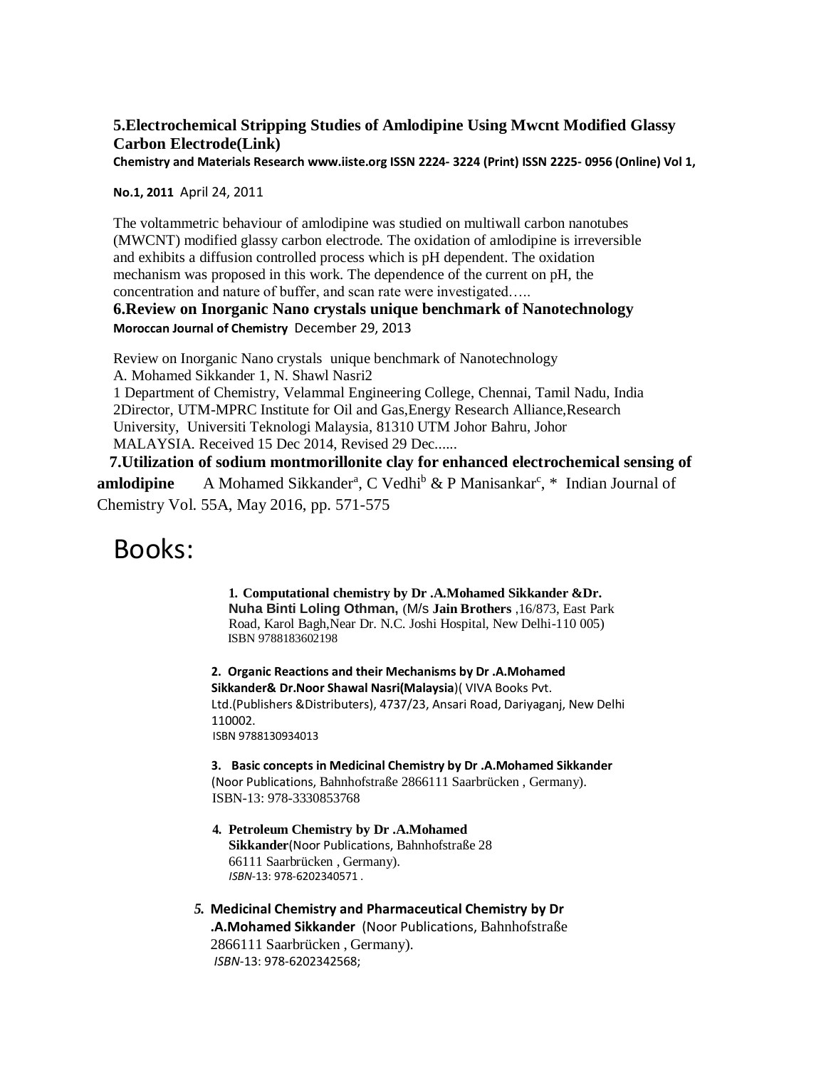**5.Electrochemical Stripping Studies of Amlodipine Using Mwcnt Modified Glassy Carbon Electrode(Link)**

**Chemistry and Materials Research www.iiste.org ISSN 2224- 3224 (Print) ISSN 2225- 0956 (Online) Vol 1, No.1, 2011** April 24, 2011

The voltammetric behaviour of amlodipine was studied on multiwall carbon nanotubes (MWCNT) modified glassy carbon electrode. The oxidation of amlodipine is irreversible and exhibits a diffusion controlled process which is pH dependent. The oxidation mechanism was proposed in this work. The dependence of the current on pH, the concentration and nature of buffer, and scan rate were investigated…..

**6.Review on Inorganic Nano crystals unique benchmark of Nanotechnology**

**Moroccan Journal of Chemistry** December 29, 2013

Review on Inorganic Nano crystals unique benchmark of Nanotechnology
A. Mohamed Sikkander 1, N. Shawl Nasri2
1 Department of Chemistry, Velammal Engineering College, Chennai, Tamil Nadu, India
2Director, UTM-MPRC Institute for Oil and Gas,Energy Research Alliance,Research University, Universiti Teknologi Malaysia, 81310 UTM Johor Bahru, Johor MALAYSIA. Received 15 Dec 2014, Revised 29 Dec......

**7.Utilization of sodium montmorillonite clay for enhanced electrochemical sensing of amlodipine** A Mohamed Sikkander[a], C Vedhi[b] & P Manisankar[c], * Indian Journal of Chemistry Vol. 55A, May 2016, pp. 571-575

# Books:

1. **Computational chemistry by Dr .A.Mohamed Sikkander &Dr. Nuha Binti Loling Othman,** (M/s **Jain Brothers** ,16/873, East Park Road, Karol Bagh,Near Dr. N.C. Joshi Hospital, New Delhi-110 005) ISBN 9788183602198

2. **Organic Reactions and their Mechanisms by Dr .A.Mohamed Sikkander& Dr.Noor Shawal Nasri(Malaysia)**( VIVA Books Pvt. Ltd.(Publishers &Distributers), 4737/23, Ansari Road, Dariyaganj, New Delhi 110002.
ISBN 9788130934013

3. **Basic concepts in Medicinal Chemistry by Dr .A.Mohamed Sikkander** (Noor Publications, Bahnhofstraße 2866111 Saarbrücken , Germany).
ISBN-13: 978-3330853768

4. **Petroleum Chemistry by Dr .A.Mohamed Sikkander**(Noor Publications, Bahnhofstraße 28 66111 Saarbrücken , Germany).
*ISBN*-13: 978-6202340571 .

5. **Medicinal Chemistry and Pharmaceutical Chemistry by Dr .A.Mohamed Sikkander** (Noor Publications, Bahnhofstraße 2866111 Saarbrücken , Germany).
*ISBN*-13: 978-6202342568;